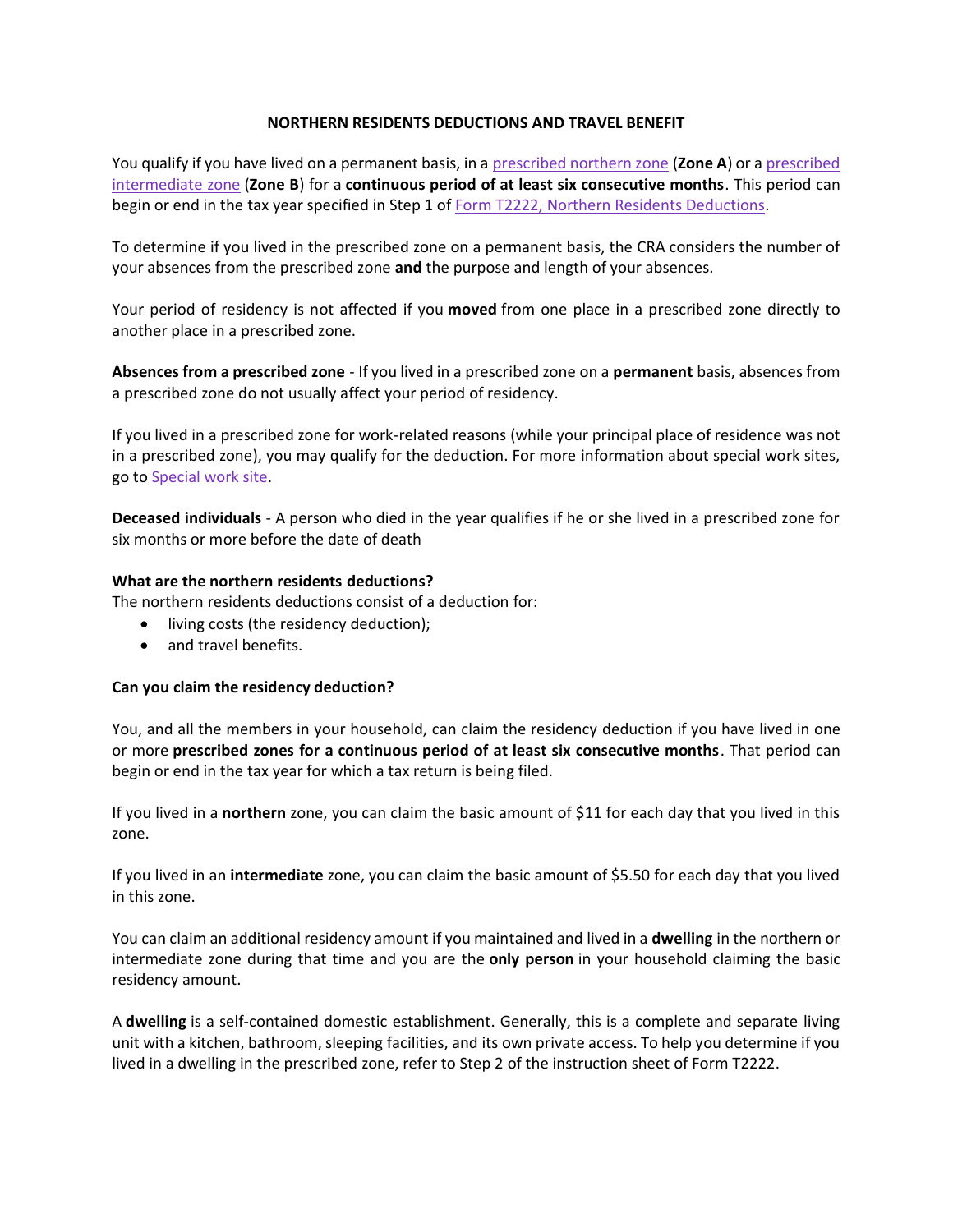# NORTHERN RESIDENTS DEDUCTIONS AND TRAVEL BENEFIT

You qualify if you have lived on a permanent basis, in a prescribed northern zone (**Zone A**) or a prescribed intermediate zone (**Zone B**) for a **continuous period of at least six consecutive months**. This period can begin or end in the tax year specified in Step 1 of Form T2222, Northern Residents Deductions.

To determine if you lived in the prescribed zone on a permanent basis, the CRA considers the number of your absences from the prescribed zone **and** the purpose and length of your absences.

Your period of residency is not affected if you **moved** from one place in a prescribed zone directly to another place in a prescribed zone.

**Absences from a prescribed zone** - If you lived in a prescribed zone on a **permanent** basis, absences from a prescribed zone do not usually affect your period of residency.

If you lived in a prescribed zone for work-related reasons (while your principal place of residence was not in a prescribed zone), you may qualify for the deduction. For more information about special work sites, go to Special work site.

**Deceased individuals** - A person who died in the year qualifies if he or she lived in a prescribed zone for six months or more before the date of death

### What are the northern residents deductions?

The northern residents deductions consist of a deduction for:

- living costs (the residency deduction);
- and travel benefits.

### Can you claim the residency deduction?

You, and all the members in your household, can claim the residency deduction if you have lived in one or more **prescribed zones for a continuous period of at least six consecutive months**. That period can begin or end in the tax year for which a tax return is being filed.

If you lived in a **northern** zone, you can claim the basic amount of $11 for each day that you lived in this zone.

If you lived in an **intermediate** zone, you can claim the basic amount of $5.50 for each day that you lived in this zone.

You can claim an additional residency amount if you maintained and lived in a **dwelling** in the northern or intermediate zone during that time and you are the **only person** in your household claiming the basic residency amount.

A **dwelling** is a self-contained domestic establishment. Generally, this is a complete and separate living unit with a kitchen, bathroom, sleeping facilities, and its own private access. To help you determine if you lived in a dwelling in the prescribed zone, refer to Step 2 of the instruction sheet of Form T2222.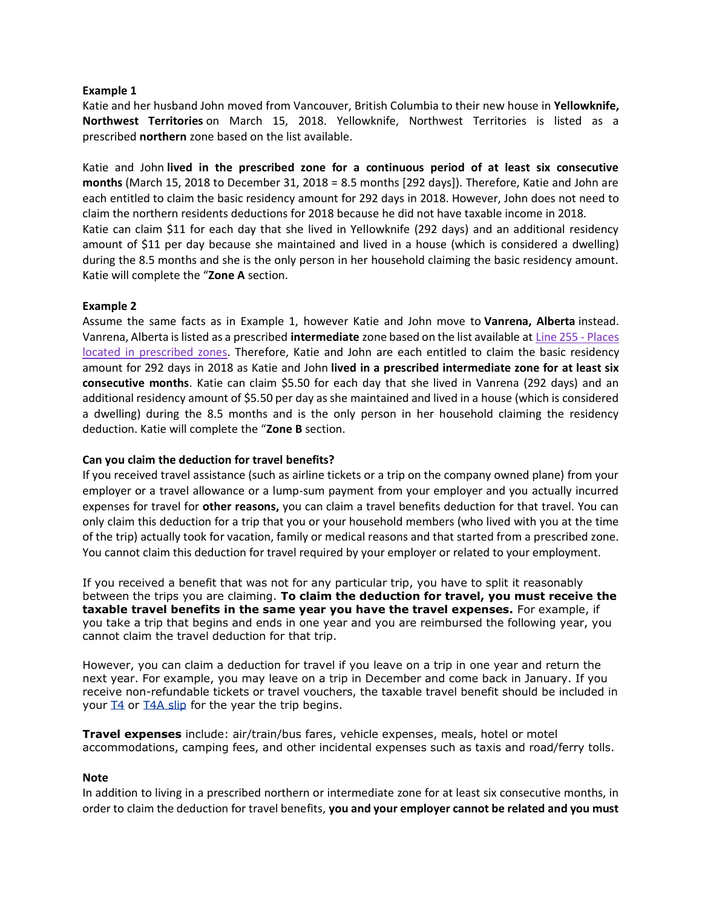**Example 1**

Katie and her husband John moved from Vancouver, British Columbia to their new house in **Yellowknife, Northwest Territories** on March 15, 2018. Yellowknife, Northwest Territories is listed as a prescribed **northern** zone based on the list available.

Katie and John **lived in the prescribed zone for a continuous period of at least six consecutive months** (March 15, 2018 to December 31, 2018 = 8.5 months [292 days]). Therefore, Katie and John are each entitled to claim the basic residency amount for 292 days in 2018. However, John does not need to claim the northern residents deductions for 2018 because he did not have taxable income in 2018.
Katie can claim $11 for each day that she lived in Yellowknife (292 days) and an additional residency amount of $11 per day because she maintained and lived in a house (which is considered a dwelling) during the 8.5 months and she is the only person in her household claiming the basic residency amount. Katie will complete the "**Zone A** section.

**Example 2**

Assume the same facts as in Example 1, however Katie and John move to **Vanrena, Alberta** instead. Vanrena, Alberta is listed as a prescribed **intermediate** zone based on the list available at Line 255 - Places located in prescribed zones. Therefore, Katie and John are each entitled to claim the basic residency amount for 292 days in 2018 as Katie and John **lived in a prescribed intermediate zone for at least six consecutive months**. Katie can claim $5.50 for each day that she lived in Vanrena (292 days) and an additional residency amount of $5.50 per day as she maintained and lived in a house (which is considered a dwelling) during the 8.5 months and is the only person in her household claiming the residency deduction. Katie will complete the "**Zone B** section.

**Can you claim the deduction for travel benefits?**

If you received travel assistance (such as airline tickets or a trip on the company owned plane) from your employer or a travel allowance or a lump-sum payment from your employer and you actually incurred expenses for travel for **other reasons,** you can claim a travel benefits deduction for that travel. You can only claim this deduction for a trip that you or your household members (who lived with you at the time of the trip) actually took for vacation, family or medical reasons and that started from a prescribed zone. You cannot claim this deduction for travel required by your employer or related to your employment.

If you received a benefit that was not for any particular trip, you have to split it reasonably between the trips you are claiming. **To claim the deduction for travel, you must receive the taxable travel benefits in the same year you have the travel expenses.** For example, if you take a trip that begins and ends in one year and you are reimbursed the following year, you cannot claim the travel deduction for that trip.

However, you can claim a deduction for travel if you leave on a trip in one year and return the next year. For example, you may leave on a trip in December and come back in January. If you receive non-refundable tickets or travel vouchers, the taxable travel benefit should be included in your T4 or T4A slip for the year the trip begins.

**Travel expenses** include: air/train/bus fares, vehicle expenses, meals, hotel or motel accommodations, camping fees, and other incidental expenses such as taxis and road/ferry tolls.

**Note**

In addition to living in a prescribed northern or intermediate zone for at least six consecutive months, in order to claim the deduction for travel benefits, **you and your employer cannot be related and you must**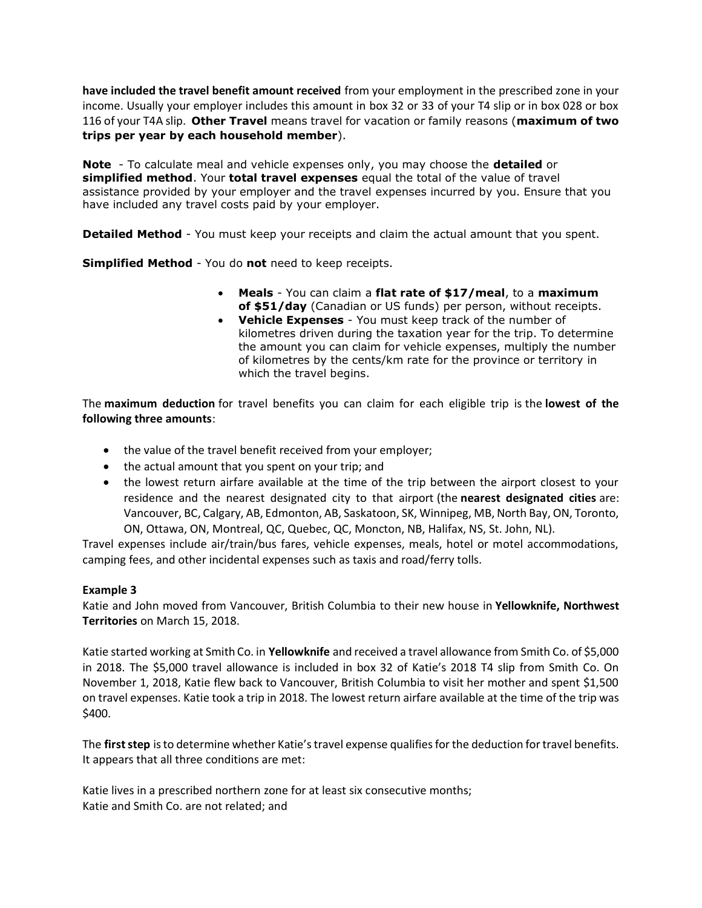**have included the travel benefit amount received** from your employment in the prescribed zone in your income. Usually your employer includes this amount in box 32 or 33 of your T4 slip or in box 028 or box 116 of your T4A slip. **Other Travel** means travel for vacation or family reasons (**maximum of two trips per year by each household member**).

**Note** - To calculate meal and vehicle expenses only, you may choose the **detailed** or **simplified method**. Your **total travel expenses** equal the total of the value of travel assistance provided by your employer and the travel expenses incurred by you. Ensure that you have included any travel costs paid by your employer.

**Detailed Method** - You must keep your receipts and claim the actual amount that you spent.

**Simplified Method** - You do **not** need to keep receipts.

- **Meals** - You can claim a **flat rate of $17/meal**, to a **maximum of $51/day** (Canadian or US funds) per person, without receipts.
- **Vehicle Expenses** - You must keep track of the number of kilometres driven during the taxation year for the trip. To determine the amount you can claim for vehicle expenses, multiply the number of kilometres by the cents/km rate for the province or territory in which the travel begins.

The **maximum deduction** for travel benefits you can claim for each eligible trip is the **lowest of the following three amounts**:

- the value of the travel benefit received from your employer;
- the actual amount that you spent on your trip; and
- the lowest return airfare available at the time of the trip between the airport closest to your residence and the nearest designated city to that airport (the **nearest designated cities** are: Vancouver, BC, Calgary, AB, Edmonton, AB, Saskatoon, SK, Winnipeg, MB, North Bay, ON, Toronto, ON, Ottawa, ON, Montreal, QC, Quebec, QC, Moncton, NB, Halifax, NS, St. John, NL).

Travel expenses include air/train/bus fares, vehicle expenses, meals, hotel or motel accommodations, camping fees, and other incidental expenses such as taxis and road/ferry tolls.

**Example 3**

Katie and John moved from Vancouver, British Columbia to their new house in **Yellowknife, Northwest Territories** on March 15, 2018.

Katie started working at Smith Co. in **Yellowknife** and received a travel allowance from Smith Co. of $5,000 in 2018. The $5,000 travel allowance is included in box 32 of Katie's 2018 T4 slip from Smith Co. On November 1, 2018, Katie flew back to Vancouver, British Columbia to visit her mother and spent $1,500 on travel expenses. Katie took a trip in 2018. The lowest return airfare available at the time of the trip was $400.

The **first step** is to determine whether Katie's travel expense qualifies for the deduction for travel benefits. It appears that all three conditions are met:

Katie lives in a prescribed northern zone for at least six consecutive months;
Katie and Smith Co. are not related; and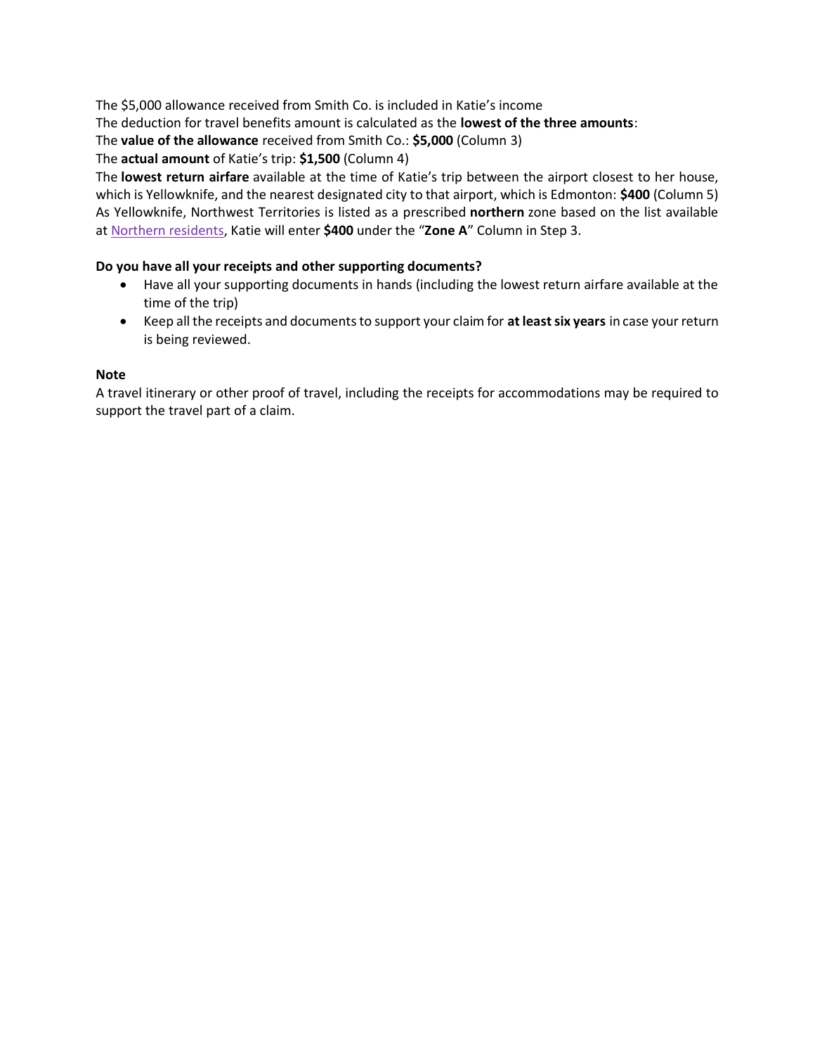The $5,000 allowance received from Smith Co. is included in Katie's income
The deduction for travel benefits amount is calculated as the **lowest of the three amounts**:
The **value of the allowance** received from Smith Co.: **$5,000** (Column 3)
The **actual amount** of Katie's trip: **$1,500** (Column 4)
The **lowest return airfare** available at the time of Katie's trip between the airport closest to her house, which is Yellowknife, and the nearest designated city to that airport, which is Edmonton: **$400** (Column 5)
As Yellowknife, Northwest Territories is listed as a prescribed **northern** zone based on the list available at Northern residents, Katie will enter **$400** under the "**Zone A**" Column in Step 3.

**Do you have all your receipts and other supporting documents?**

- Have all your supporting documents in hands (including the lowest return airfare available at the time of the trip)
- Keep all the receipts and documents to support your claim for **at least six years** in case your return is being reviewed.

**Note**

A travel itinerary or other proof of travel, including the receipts for accommodations may be required to support the travel part of a claim.